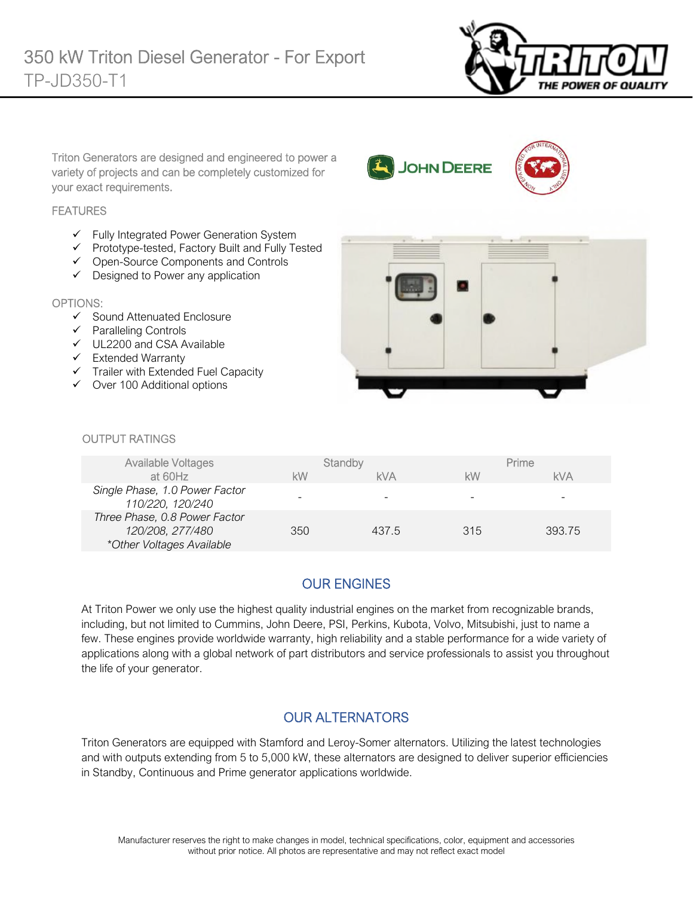# 350 kW Triton Diesel Generator - For Export

TP-JD350-T1

Triton Generators are designed and engineered to power a variety of projects and can be completely customized for your exact requirements.

FEATURES

- ✓ Fully Integrated Power Generation System
- ✓ Prototype-tested, Factory Built and Fully Tested
- ✓ Open-Source Components and Controls
- ✓ Designed to Power any application

OPTIONS:

- ✓ Sound Attenuated Enclosure
- ✓ Paralleling Controls
- ✓ UL2200 and CSA Available
- ✓ Extended Warranty
- ✓ Trailer with Extended Fuel Capacity
- ✓ Over 100 Additional options

OUTPUT RATINGS

| Available Voltages at 60Hz | Standby | | Prime | |
|---|---|---|---|---|
| | kW | kVA | kW | kVA |
| *Single Phase, 1.0 Power Factor 110/220, 120/240* | - | - | - | - |
| *Three Phase, 0.8 Power Factor 120/208, 277/480 \*Other Voltages Available* | 350 | 437.5 | 315 | 393.75 |

## OUR ENGINES

At Triton Power we only use the highest quality industrial engines on the market from recognizable brands, including, but not limited to Cummins, John Deere, PSI, Perkins, Kubota, Volvo, Mitsubishi, just to name a few. These engines provide worldwide warranty, high reliability and a stable performance for a wide variety of applications along with a global network of part distributors and service professionals to assist you throughout the life of your generator.

## OUR ALTERNATORS

Triton Generators are equipped with Stamford and Leroy-Somer alternators. Utilizing the latest technologies and with outputs extending from 5 to 5,000 kW, these alternators are designed to deliver superior efficiencies in Standby, Continuous and Prime generator applications worldwide.

Manufacturer reserves the right to make changes in model, technical specifications, color, equipment and accessories without prior notice. All photos are representative and may not reflect exact model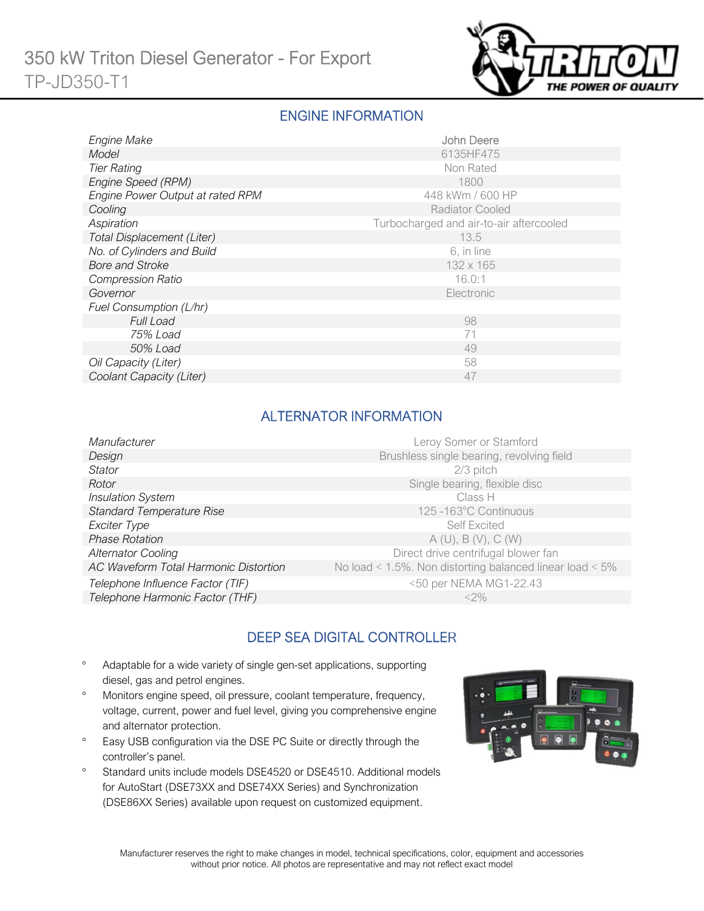# 350 kW Triton Diesel Generator - For Export
TP-JD350-T1

## ENGINE INFORMATION

| | |
|---|---|
| *Engine Make* | John Deere |
| *Model* | 6135HF475 |
| *Tier Rating* | Non Rated |
| *Engine Speed (RPM)* | 1800 |
| *Engine Power Output at rated RPM* | 448 kWm / 600 HP |
| *Cooling* | Radiator Cooled |
| *Aspiration* | Turbocharged and air-to-air aftercooled |
| *Total Displacement (Liter)* | 13.5 |
| *No. of Cylinders and Build* | 6, in line |
| *Bore and Stroke* | 132 x 165 |
| *Compression Ratio* | 16.0:1 |
| *Governor* | Electronic |
| *Fuel Consumption (L/hr)* | |
| *Full Load* | 98 |
| *75% Load* | 71 |
| *50% Load* | 49 |
| *Oil Capacity (Liter)* | 58 |
| *Coolant Capacity (Liter)* | 47 |

## ALTERNATOR INFORMATION

| | |
|---|---|
| *Manufacturer* | Leroy Somer or Stamford |
| *Design* | Brushless single bearing, revolving field |
| *Stator* | 2/3 pitch |
| *Rotor* | Single bearing, flexible disc |
| *Insulation System* | Class H |
| *Standard Temperature Rise* | 125 -163°C Continuous |
| *Exciter Type* | Self Excited |
| *Phase Rotation* | A (U), B (V), C (W) |
| *Alternator Cooling* | Direct drive centrifugal blower fan |
| *AC Waveform Total Harmonic Distortion* | No load < 1.5%. Non distorting balanced linear load < 5% |
| *Telephone Influence Factor (TIF)* | <50 per NEMA MG1-22.43 |
| *Telephone Harmonic Factor (THF)* | <2% |

## DEEP SEA DIGITAL CONTROLLER

- Adaptable for a wide variety of single gen-set applications, supporting diesel, gas and petrol engines.
- Monitors engine speed, oil pressure, coolant temperature, frequency, voltage, current, power and fuel level, giving you comprehensive engine and alternator protection.
- Easy USB configuration via the DSE PC Suite or directly through the controller's panel.
- Standard units include models DSE4520 or DSE4510. Additional models for AutoStart (DSE73XX and DSE74XX Series) and Synchronization (DSE86XX Series) available upon request on customized equipment.

Manufacturer reserves the right to make changes in model, technical specifications, color, equipment and accessories without prior notice. All photos are representative and may not reflect exact model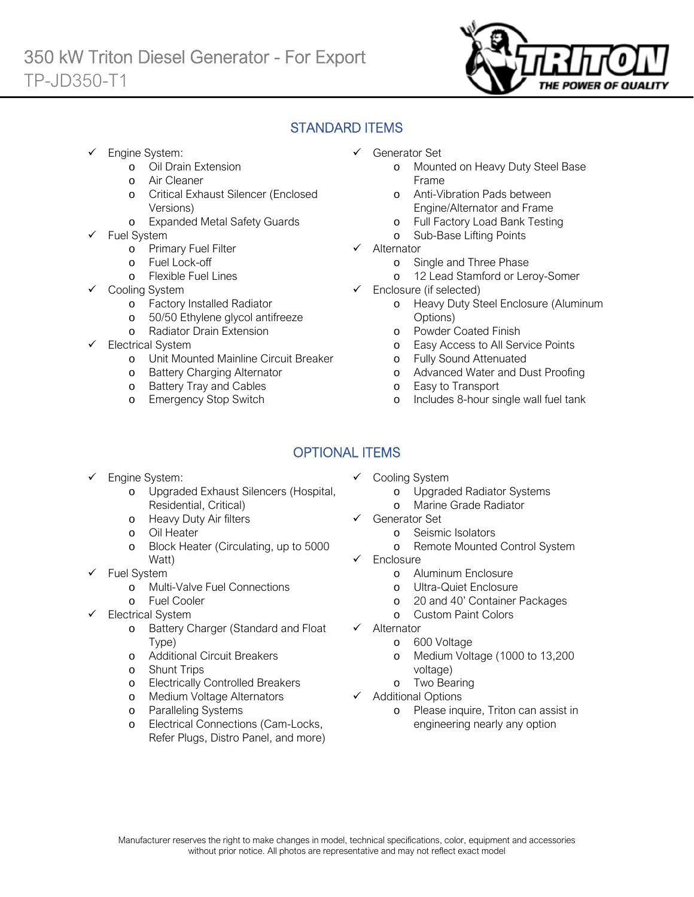# 350 kW Triton Diesel Generator - For Export

TP-JD350-T1

## STANDARD ITEMS

- ✓ Engine System:
  - Oil Drain Extension
  - Air Cleaner
  - Critical Exhaust Silencer (Enclosed Versions)
  - Expanded Metal Safety Guards
- ✓ Fuel System
  - Primary Fuel Filter
  - Fuel Lock-off
  - Flexible Fuel Lines
- ✓ Cooling System
  - Factory Installed Radiator
  - 50/50 Ethylene glycol antifreeze
  - Radiator Drain Extension
- ✓ Electrical System
  - Unit Mounted Mainline Circuit Breaker
  - Battery Charging Alternator
  - Battery Tray and Cables
  - Emergency Stop Switch
- ✓ Generator Set
  - Mounted on Heavy Duty Steel Base Frame
  - Anti-Vibration Pads between Engine/Alternator and Frame
  - Full Factory Load Bank Testing
  - Sub-Base Lifting Points
- ✓ Alternator
  - Single and Three Phase
  - 12 Lead Stamford or Leroy-Somer
- ✓ Enclosure (if selected)
  - Heavy Duty Steel Enclosure (Aluminum Options)
  - Powder Coated Finish
  - Easy Access to All Service Points
  - Fully Sound Attenuated
  - Advanced Water and Dust Proofing
  - Easy to Transport
  - Includes 8-hour single wall fuel tank

## OPTIONAL ITEMS

- ✓ Engine System:
  - Upgraded Exhaust Silencers (Hospital, Residential, Critical)
  - Heavy Duty Air filters
  - Oil Heater
  - Block Heater (Circulating, up to 5000 Watt)
- ✓ Fuel System
  - Multi-Valve Fuel Connections
  - Fuel Cooler
- ✓ Electrical System
  - Battery Charger (Standard and Float Type)
  - Additional Circuit Breakers
  - Shunt Trips
  - Electrically Controlled Breakers
  - Medium Voltage Alternators
  - Paralleling Systems
  - Electrical Connections (Cam-Locks, Refer Plugs, Distro Panel, and more)
- ✓ Cooling System
  - Upgraded Radiator Systems
  - Marine Grade Radiator
- ✓ Generator Set
  - Seismic Isolators
  - Remote Mounted Control System
- ✓ Enclosure
  - Aluminum Enclosure
  - Ultra-Quiet Enclosure
  - 20 and 40' Container Packages
  - Custom Paint Colors
- ✓ Alternator
  - 600 Voltage
  - Medium Voltage (1000 to 13,200 voltage)
  - Two Bearing
- ✓ Additional Options
  - Please inquire, Triton can assist in engineering nearly any option

Manufacturer reserves the right to make changes in model, technical specifications, color, equipment and accessories without prior notice. All photos are representative and may not reflect exact model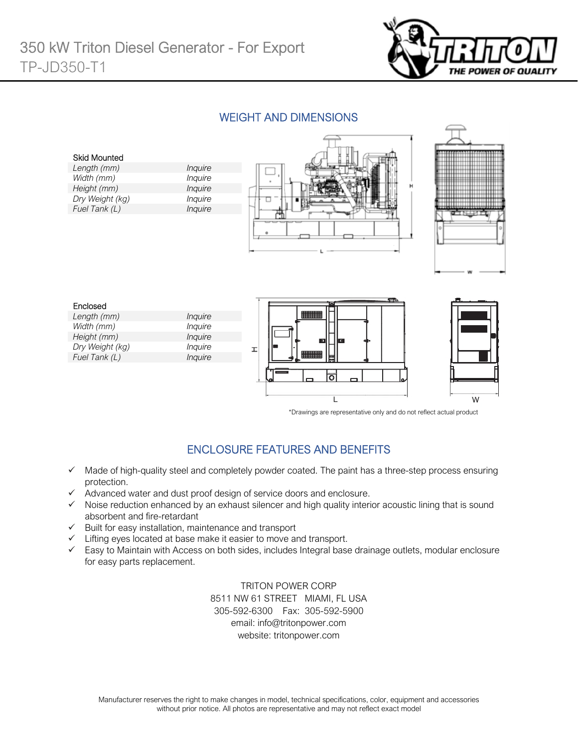# 350 kW Triton Diesel Generator - For Export

TP-JD350-T1

## WEIGHT AND DIMENSIONS

| Skid Mounted | |
|---|---|
| *Length (mm)* | *Inquire* |
| *Width (mm)* | *Inquire* |
| *Height (mm)* | *Inquire* |
| *Dry Weight (kg)* | *Inquire* |
| *Fuel Tank (L)* | *Inquire* |

| Enclosed | |
|---|---|
| *Length (mm)* | *Inquire* |
| *Width (mm)* | *Inquire* |
| *Height (mm)* | *Inquire* |
| *Dry Weight (kg)* | *Inquire* |
| *Fuel Tank (L)* | *Inquire* |

*Drawings are representative only and do not reflect actual product

## ENCLOSURE FEATURES AND BENEFITS

- ✓ Made of high-quality steel and completely powder coated. The paint has a three-step process ensuring protection.
- ✓ Advanced water and dust proof design of service doors and enclosure.
- ✓ Noise reduction enhanced by an exhaust silencer and high quality interior acoustic lining that is sound absorbent and fire-retardant
- ✓ Built for easy installation, maintenance and transport
- ✓ Lifting eyes located at base make it easier to move and transport.
- ✓ Easy to Maintain with Access on both sides, includes Integral base drainage outlets, modular enclosure for easy parts replacement.

TRITON POWER CORP
8511 NW 61 STREET MIAMI, FL USA
305-592-6300 Fax: 305-592-5900
email: info@tritonpower.com
website: tritonpower.com

Manufacturer reserves the right to make changes in model, technical specifications, color, equipment and accessories without prior notice. All photos are representative and may not reflect exact model